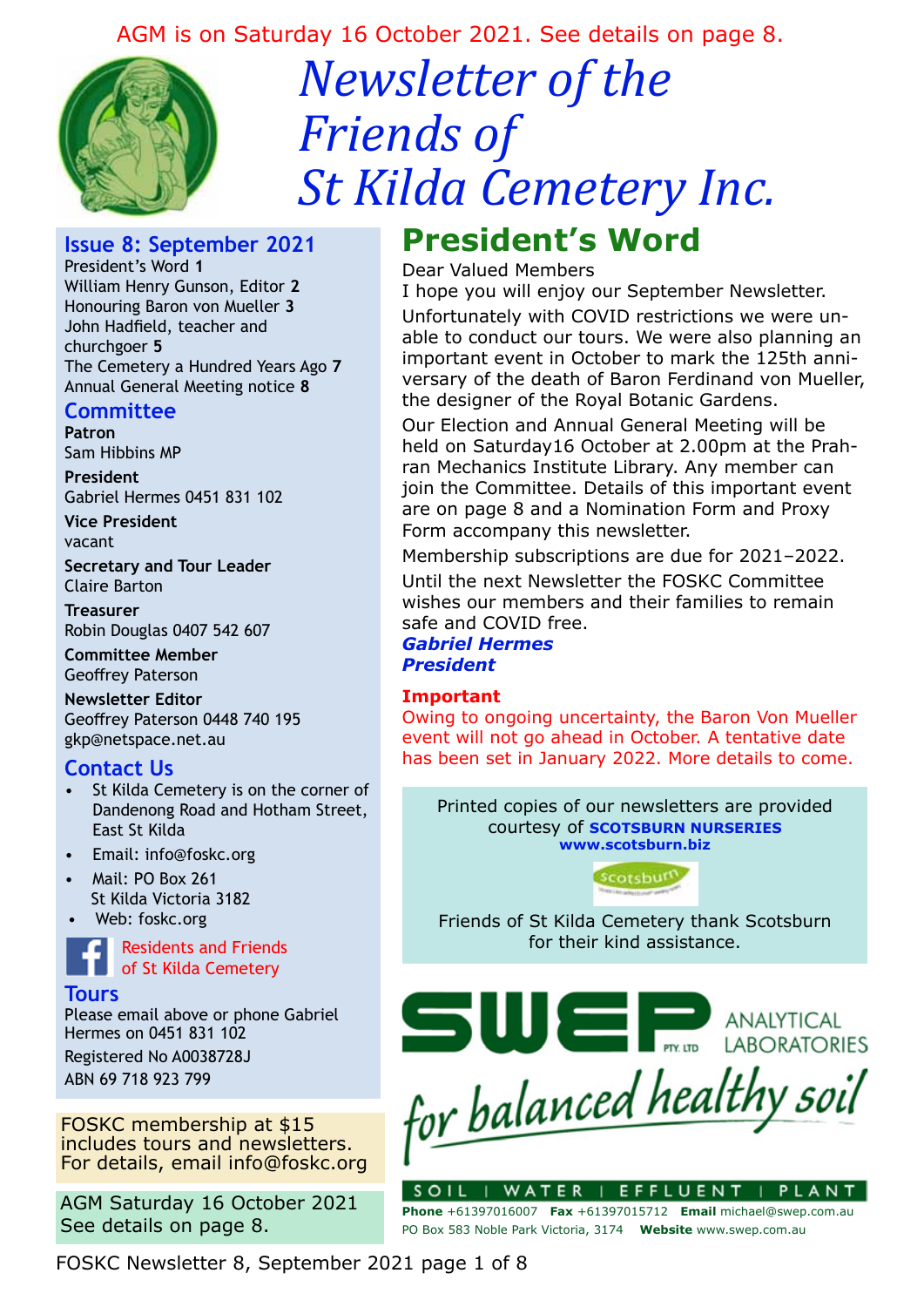AGM is on Saturday 16 October 2021. See details on page 8.

# *Newsletter of the Friends of St Kilda Cemetery Inc.*

## Issue 8: September 2021

President's Word **1**
William Henry Gunson, Editor **2**
Honouring Baron von Mueller **3**
John Hadfield, teacher and churchgoer **5**
The Cemetery a Hundred Years Ago **7**
Annual General Meeting notice **8**

## Committee

**Patron**
Sam Hibbins MP

**President**
Gabriel Hermes 0451 831 102

**Vice President**
vacant

**Secretary and Tour Leader**
Claire Barton

**Treasurer**
Robin Douglas 0407 542 607

**Committee Member**
Geoffrey Paterson

**Newsletter Editor**
Geoffrey Paterson 0448 740 195
gkp@netspace.net.au

## Contact Us

- St Kilda Cemetery is on the corner of Dandenong Road and Hotham Street, East St Kilda
- Email: info@foskc.org
- Mail: PO Box 261 St Kilda Victoria 3182
- Web: foskc.org

Residents and Friends of St Kilda Cemetery

## Tours

Please email above or phone Gabriel Hermes on 0451 831 102

Registered No A0038728J
ABN 69 718 923 799

FOSKC membership at $15 includes tours and newsletters. For details, email info@foskc.org

AGM Saturday 16 October 2021
See details on page 8.

# President's Word

Dear Valued Members

I hope you will enjoy our September Newsletter.

Unfortunately with COVID restrictions we were unable to conduct our tours. We were also planning an important event in October to mark the 125th anniversary of the death of Baron Ferdinand von Mueller, the designer of the Royal Botanic Gardens.

Our Election and Annual General Meeting will be held on Saturday16 October at 2.00pm at the Prahran Mechanics Institute Library. Any member can join the Committee. Details of this important event are on page 8 and a Nomination Form and Proxy Form accompany this newsletter.

Membership subscriptions are due for 2021–2022.

Until the next Newsletter the FOSKC Committee wishes our members and their families to remain safe and COVID free.

***Gabriel Hermes***
***President***

**Important**
Owing to ongoing uncertainty, the Baron Von Mueller event will not go ahead in October. A tentative date has been set in January 2022. More details to come.

Printed copies of our newsletters are provided courtesy of **SCOTSBURN NURSERIES**
**www.scotsburn.biz**

Friends of St Kilda Cemetery thank Scotsburn for their kind assistance.

SWEP PTY LTD ANALYTICAL LABORATORIES
*for balanced healthy soil*
SOIL | WATER | EFFLUENT | PLANT
**Phone** +61397016007 **Fax** +61397015712 **Email** michael@swep.com.au
PO Box 583 Noble Park Victoria, 3174 **Website** www.swep.com.au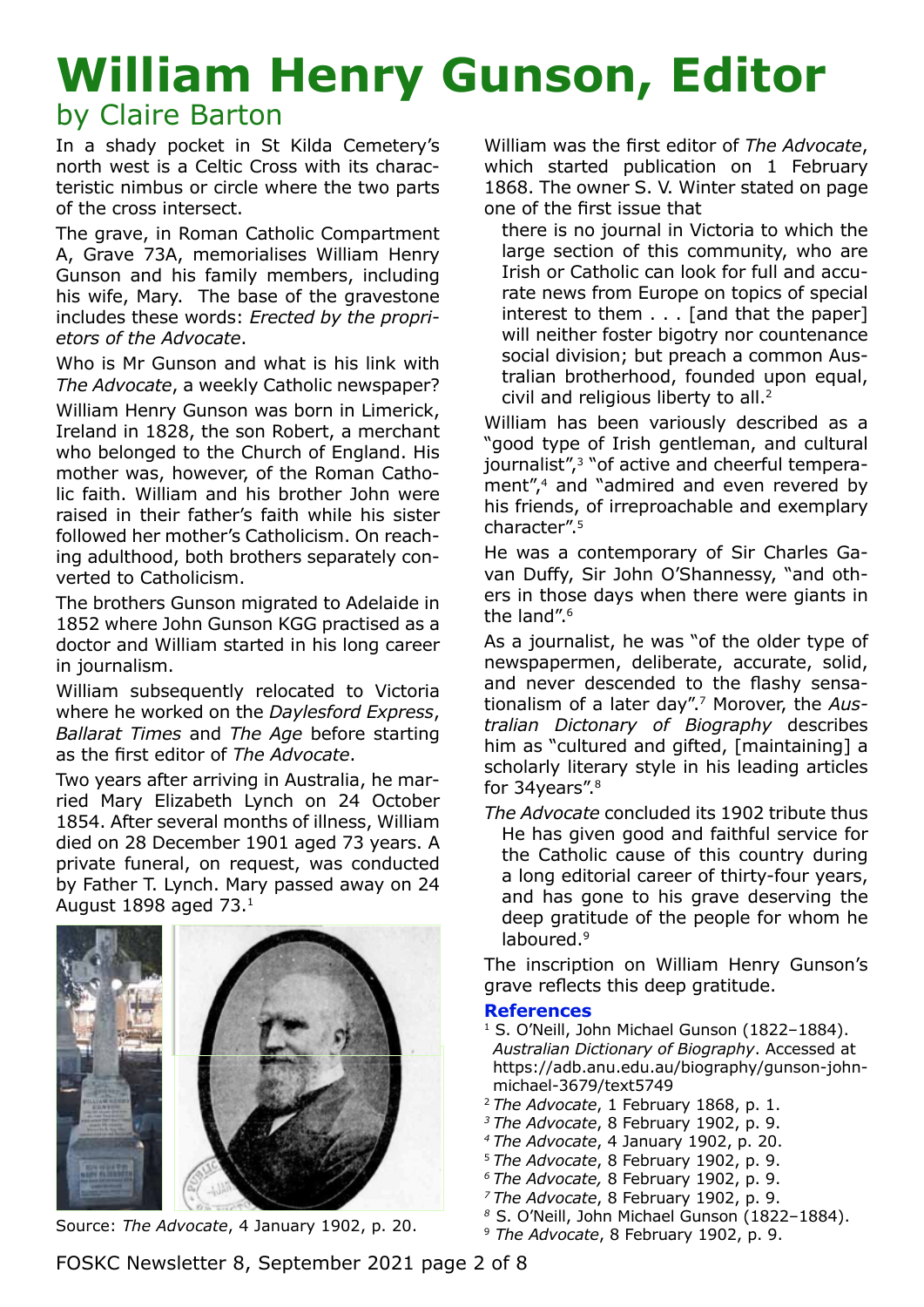# William Henry Gunson, Editor

## by Claire Barton

In a shady pocket in St Kilda Cemetery's north west is a Celtic Cross with its characteristic nimbus or circle where the two parts of the cross intersect.

The grave, in Roman Catholic Compartment A, Grave 73A, memorialises William Henry Gunson and his family members, including his wife, Mary. The base of the gravestone includes these words: *Erected by the proprietors of the Advocate*.

Who is Mr Gunson and what is his link with *The Advocate*, a weekly Catholic newspaper?

William Henry Gunson was born in Limerick, Ireland in 1828, the son Robert, a merchant who belonged to the Church of England. His mother was, however, of the Roman Catholic faith. William and his brother John were raised in their father's faith while his sister followed her mother's Catholicism. On reaching adulthood, both brothers separately converted to Catholicism.

The brothers Gunson migrated to Adelaide in 1852 where John Gunson KGG practised as a doctor and William started in his long career in journalism.

William subsequently relocated to Victoria where he worked on the *Daylesford Express*, *Ballarat Times* and *The Age* before starting as the first editor of *The Advocate*.

Two years after arriving in Australia, he married Mary Elizabeth Lynch on 24 October 1854. After several months of illness, William died on 28 December 1901 aged 73 years. A private funeral, on request, was conducted by Father T. Lynch. Mary passed away on 24 August 1898 aged 73.[1]

Source: *The Advocate*, 4 January 1902, p. 20.

William was the first editor of *The Advocate*, which started publication on 1 February 1868. The owner S. V. Winter stated on page one of the first issue that

> there is no journal in Victoria to which the large section of this community, who are Irish or Catholic can look for full and accurate news from Europe on topics of special interest to them . . . [and that the paper] will neither foster bigotry nor countenance social division; but preach a common Australian brotherhood, founded upon equal, civil and religious liberty to all.[2]

William has been variously described as a "good type of Irish gentleman, and cultural journalist",[3] "of active and cheerful temperament",[4] and "admired and even revered by his friends, of irreproachable and exemplary character".[5]

He was a contemporary of Sir Charles Gavan Duffy, Sir John O'Shannessy, "and others in those days when there were giants in the land".[6]

As a journalist, he was "of the older type of newspapermen, deliberate, accurate, solid, and never descended to the flashy sensationalism of a later day".[7] Morover, the *Australian Dictonary of Biography* describes him as "cultured and gifted, [maintaining] a scholarly literary style in his leading articles for 34years".[8]

*The Advocate* concluded its 1902 tribute thus

> He has given good and faithful service for the Catholic cause of this country during a long editorial career of thirty-four years, and has gone to his grave deserving the deep gratitude of the people for whom he laboured.[9]

The inscription on William Henry Gunson's grave reflects this deep gratitude.

### References

1. S. O'Neill, John Michael Gunson (1822–1884). *Australian Dictionary of Biography*. Accessed at https://adb.anu.edu.au/biography/gunson-john-michael-3679/text5749
2. *The Advocate*, 1 February 1868, p. 1.
3. *The Advocate*, 8 February 1902, p. 9.
4. *The Advocate*, 4 January 1902, p. 20.
5. *The Advocate*, 8 February 1902, p. 9.
6. *The Advocate,* 8 February 1902, p. 9.
7. *The Advocate*, 8 February 1902, p. 9.
8. S. O'Neill, John Michael Gunson (1822–1884).
9. *The Advocate*, 8 February 1902, p. 9.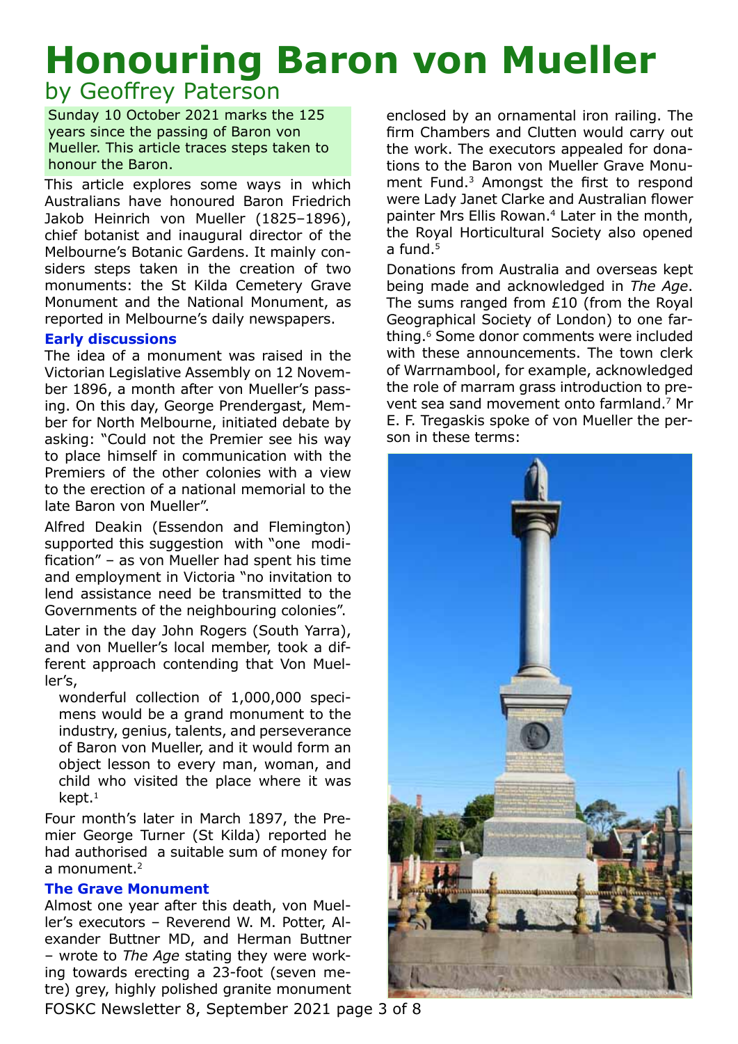# Honouring Baron von Mueller

by Geoffrey Paterson

Sunday 10 October 2021 marks the 125 years since the passing of Baron von Mueller. This article traces steps taken to honour the Baron.

This article explores some ways in which Australians have honoured Baron Friedrich Jakob Heinrich von Mueller (1825–1896), chief botanist and inaugural director of the Melbourne's Botanic Gardens. It mainly considers steps taken in the creation of two monuments: the St Kilda Cemetery Grave Monument and the National Monument, as reported in Melbourne's daily newspapers.

### Early discussions

The idea of a monument was raised in the Victorian Legislative Assembly on 12 November 1896, a month after von Mueller's passing. On this day, George Prendergast, Member for North Melbourne, initiated debate by asking: "Could not the Premier see his way to place himself in communication with the Premiers of the other colonies with a view to the erection of a national memorial to the late Baron von Mueller".

Alfred Deakin (Essendon and Flemington) supported this suggestion with "one modification" – as von Mueller had spent his time and employment in Victoria "no invitation to lend assistance need be transmitted to the Governments of the neighbouring colonies".

Later in the day John Rogers (South Yarra), and von Mueller's local member, took a different approach contending that Von Mueller's,

> wonderful collection of 1,000,000 specimens would be a grand monument to the industry, genius, talents, and perseverance of Baron von Mueller, and it would form an object lesson to every man, woman, and child who visited the place where it was kept.[1]

Four month's later in March 1897, the Premier George Turner (St Kilda) reported he had authorised a suitable sum of money for a monument.[2]

### The Grave Monument

Almost one year after this death, von Mueller's executors – Reverend W. M. Potter, Alexander Buttner MD, and Herman Buttner – wrote to *The Age* stating they were working towards erecting a 23-foot (seven metre) grey, highly polished granite monument enclosed by an ornamental iron railing. The firm Chambers and Clutten would carry out the work. The executors appealed for donations to the Baron von Mueller Grave Monument Fund.[3] Amongst the first to respond were Lady Janet Clarke and Australian flower painter Mrs Ellis Rowan.[4] Later in the month, the Royal Horticultural Society also opened a fund.[5]

Donations from Australia and overseas kept being made and acknowledged in *The Age*. The sums ranged from £10 (from the Royal Geographical Society of London) to one farthing.[6] Some donor comments were included with these announcements. The town clerk of Warrnambool, for example, acknowledged the role of marram grass introduction to prevent sea sand movement onto farmland.[7] Mr E. F. Tregaskis spoke of von Mueller the person in these terms: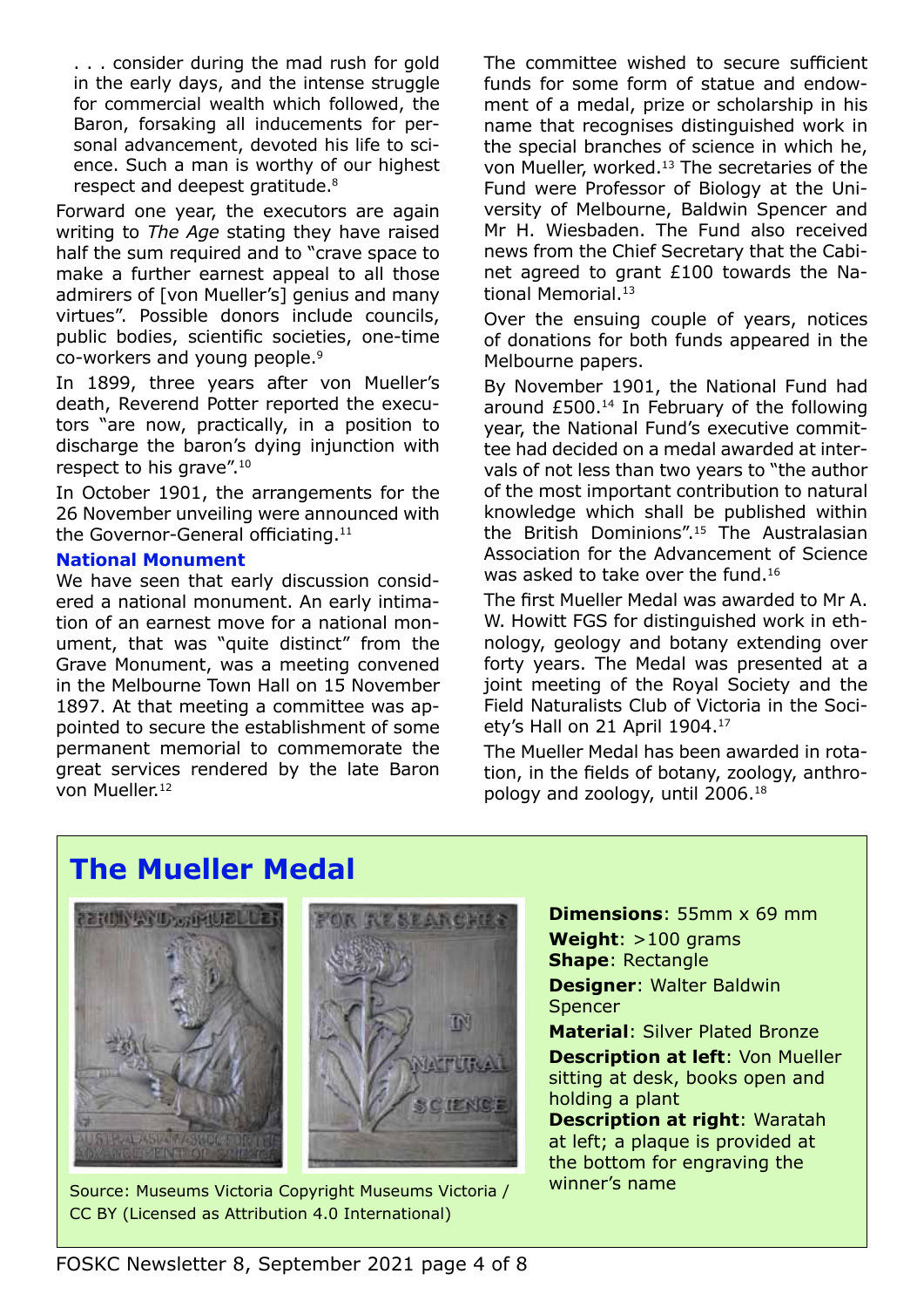> . . . consider during the mad rush for gold in the early days, and the intense struggle for commercial wealth which followed, the Baron, forsaking all inducements for personal advancement, devoted his life to science. Such a man is worthy of our highest respect and deepest gratitude.[8]

Forward one year, the executors are again writing to *The Age* stating they have raised half the sum required and to "crave space to make a further earnest appeal to all those admirers of [von Mueller's] genius and many virtues". Possible donors include councils, public bodies, scientific societies, one-time co-workers and young people.[9]

In 1899, three years after von Mueller's death, Reverend Potter reported the executors "are now, practically, in a position to discharge the baron's dying injunction with respect to his grave".[10]

In October 1901, the arrangements for the 26 November unveiling were announced with the Governor-General officiating.[11]

### National Monument

We have seen that early discussion considered a national monument. An early intimation of an earnest move for a national monument, that was "quite distinct" from the Grave Monument, was a meeting convened in the Melbourne Town Hall on 15 November 1897. At that meeting a committee was appointed to secure the establishment of some permanent memorial to commemorate the great services rendered by the late Baron von Mueller.[12]

The committee wished to secure sufficient funds for some form of statue and endowment of a medal, prize or scholarship in his name that recognises distinguished work in the special branches of science in which he, von Mueller, worked.[13] The secretaries of the Fund were Professor of Biology at the University of Melbourne, Baldwin Spencer and Mr H. Wiesbaden. The Fund also received news from the Chief Secretary that the Cabinet agreed to grant £100 towards the National Memorial.[13]

Over the ensuing couple of years, notices of donations for both funds appeared in the Melbourne papers.

By November 1901, the National Fund had around £500.[14] In February of the following year, the National Fund's executive committee had decided on a medal awarded at intervals of not less than two years to "the author of the most important contribution to natural knowledge which shall be published within the British Dominions".[15] The Australasian Association for the Advancement of Science was asked to take over the fund.[16]

The first Mueller Medal was awarded to Mr A. W. Howitt FGS for distinguished work in ethnology, geology and botany extending over forty years. The Medal was presented at a joint meeting of the Royal Society and the Field Naturalists Club of Victoria in the Society's Hall on 21 April 1904.[17]

The Mueller Medal has been awarded in rotation, in the fields of botany, zoology, anthropology and zoology, until 2006.[18]

## The Mueller Medal

Source: Museums Victoria Copyright Museums Victoria / CC BY (Licensed as Attribution 4.0 International)

**Dimensions**: 55mm x 69 mm
**Weight**: >100 grams
**Shape**: Rectangle
**Designer**: Walter Baldwin Spencer
**Material**: Silver Plated Bronze
**Description at left**: Von Mueller sitting at desk, books open and holding a plant
**Description at right**: Waratah at left; a plaque is provided at the bottom for engraving the winner's name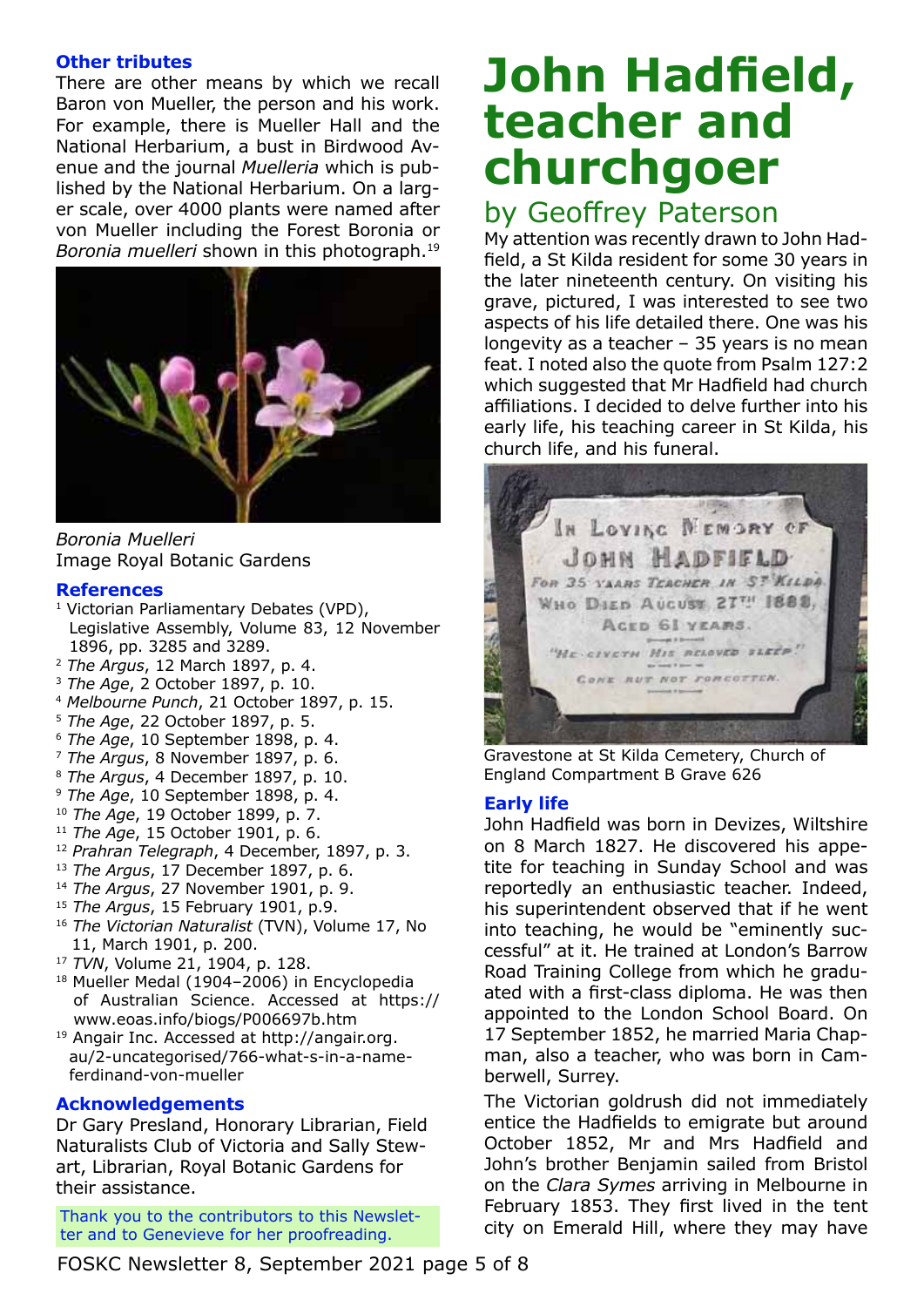### Other tributes

There are other means by which we recall Baron von Mueller, the person and his work. For example, there is Mueller Hall and the National Herbarium, a bust in Birdwood Avenue and the journal *Muelleria* which is published by the National Herbarium. On a larger scale, over 4000 plants were named after von Mueller including the Forest Boronia or *Boronia muelleri* shown in this photograph.[19]

*Boronia Muelleri*
Image Royal Botanic Gardens

### References

1. Victorian Parliamentary Debates (VPD), Legislative Assembly, Volume 83, 12 November 1896, pp. 3285 and 3289.
2. *The Argus*, 12 March 1897, p. 4.
3. *The Age*, 2 October 1897, p. 10.
4. *Melbourne Punch*, 21 October 1897, p. 15.
5. *The Age*, 22 October 1897, p. 5.
6. *The Age*, 10 September 1898, p. 4.
7. *The Argus*, 8 November 1897, p. 6.
8. *The Argus*, 4 December 1897, p. 10.
9. *The Age*, 10 September 1898, p. 4.
10. *The Age*, 19 October 1899, p. 7.
11. *The Age*, 15 October 1901, p. 6.
12. *Prahran Telegraph*, 4 December, 1897, p. 3.
13. *The Argus*, 17 December 1897, p. 6.
14. *The Argus*, 27 November 1901, p. 9.
15. *The Argus*, 15 February 1901, p.9.
16. *The Victorian Naturalist* (TVN), Volume 17, No 11, March 1901, p. 200.
17. *TVN*, Volume 21, 1904, p. 128.
18. Mueller Medal (1904–2006) in Encyclopedia of Australian Science. Accessed at https://www.eoas.info/biogs/P006697b.htm
19. Angair Inc. Accessed at http://angair.org.au/2-uncategorised/766-what-s-in-a-name-ferdinand-von-mueller

### Acknowledgements

Dr Gary Presland, Honorary Librarian, Field Naturalists Club of Victoria and Sally Stewart, Librarian, Royal Botanic Gardens for their assistance.

Thank you to the contributors to this Newsletter and to Genevieve for her proofreading.

# John Hadfield, teacher and churchgoer

## by Geoffrey Paterson

My attention was recently drawn to John Hadfield, a St Kilda resident for some 30 years in the later nineteenth century. On visiting his grave, pictured, I was interested to see two aspects of his life detailed there. One was his longevity as a teacher – 35 years is no mean feat. I noted also the quote from Psalm 127:2 which suggested that Mr Hadfield had church affiliations. I decided to delve further into his early life, his teaching career in St Kilda, his church life, and his funeral.

IN LOVING MEMORY OF
JOHN HADFIELD
FOR 35 YEARS TEACHER IN ST KILDA
WHO DIED AUGUST 27TH 1888,
AGED 61 YEARS.
"HE GIVETH HIS BELOVED SLEEP"
GONE BUT NOT FORGOTTEN.

Gravestone at St Kilda Cemetery, Church of England Compartment B Grave 626

### Early life

John Hadfield was born in Devizes, Wiltshire on 8 March 1827. He discovered his appetite for teaching in Sunday School and was reportedly an enthusiastic teacher. Indeed, his superintendent observed that if he went into teaching, he would be "eminently successful" at it. He trained at London's Barrow Road Training College from which he graduated with a first-class diploma. He was then appointed to the London School Board. On 17 September 1852, he married Maria Chapman, also a teacher, who was born in Camberwell, Surrey.

The Victorian goldrush did not immediately entice the Hadfields to emigrate but around October 1852, Mr and Mrs Hadfield and John's brother Benjamin sailed from Bristol on the *Clara Symes* arriving in Melbourne in February 1853. They first lived in the tent city on Emerald Hill, where they may have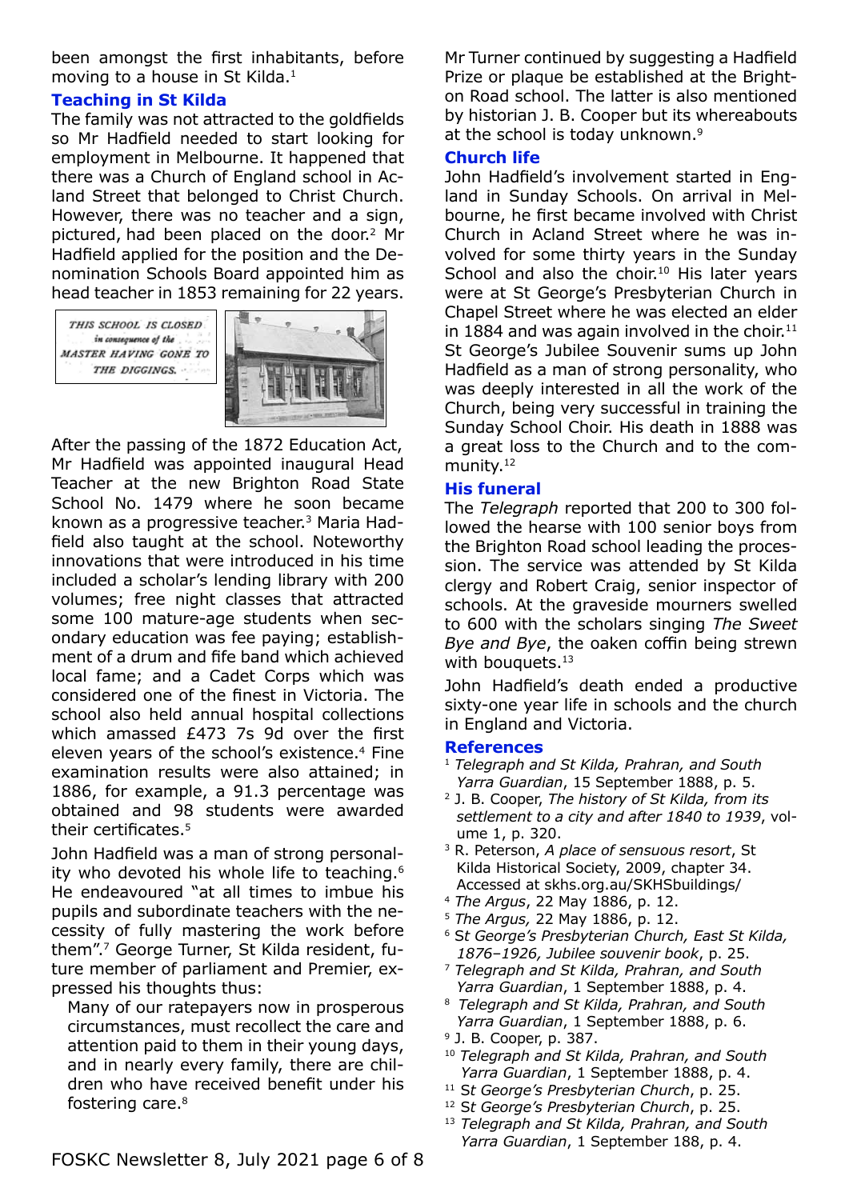been amongst the first inhabitants, before moving to a house in St Kilda.[1]

## Teaching in St Kilda

The family was not attracted to the goldfields so Mr Hadfield needed to start looking for employment in Melbourne. It happened that there was a Church of England school in Acland Street that belonged to Christ Church. However, there was no teacher and a sign, pictured, had been placed on the door.[2] Mr Hadfield applied for the position and the Denomination Schools Board appointed him as head teacher in 1853 remaining for 22 years.

THIS SCHOOL IS CLOSED in consequence of the MASTER HAVING GONE TO THE DIGGINGS.

After the passing of the 1872 Education Act, Mr Hadfield was appointed inaugural Head Teacher at the new Brighton Road State School No. 1479 where he soon became known as a progressive teacher.[3] Maria Hadfield also taught at the school. Noteworthy innovations that were introduced in his time included a scholar's lending library with 200 volumes; free night classes that attracted some 100 mature-age students when secondary education was fee paying; establishment of a drum and fife band which achieved local fame; and a Cadet Corps which was considered one of the finest in Victoria. The school also held annual hospital collections which amassed £473 7s 9d over the first eleven years of the school's existence.[4] Fine examination results were also attained; in 1886, for example, a 91.3 percentage was obtained and 98 students were awarded their certificates.[5]

John Hadfield was a man of strong personality who devoted his whole life to teaching.[6] He endeavoured "at all times to imbue his pupils and subordinate teachers with the necessity of fully mastering the work before them".[7] George Turner, St Kilda resident, future member of parliament and Premier, expressed his thoughts thus:

> Many of our ratepayers now in prosperous circumstances, must recollect the care and attention paid to them in their young days, and in nearly every family, there are children who have received benefit under his fostering care.[8]

Mr Turner continued by suggesting a Hadfield Prize or plaque be established at the Brighton Road school. The latter is also mentioned by historian J. B. Cooper but its whereabouts at the school is today unknown.[9]

## Church life

John Hadfield's involvement started in England in Sunday Schools. On arrival in Melbourne, he first became involved with Christ Church in Acland Street where he was involved for some thirty years in the Sunday School and also the choir.[10] His later years were at St George's Presbyterian Church in Chapel Street where he was elected an elder in 1884 and was again involved in the choir.[11] St George's Jubilee Souvenir sums up John Hadfield as a man of strong personality, who was deeply interested in all the work of the Church, being very successful in training the Sunday School Choir. His death in 1888 was a great loss to the Church and to the community.[12]

## His funeral

The *Telegraph* reported that 200 to 300 followed the hearse with 100 senior boys from the Brighton Road school leading the procession. The service was attended by St Kilda clergy and Robert Craig, senior inspector of schools. At the graveside mourners swelled to 600 with the scholars singing *The Sweet Bye and Bye*, the oaken coffin being strewn with bouquets.[13]

John Hadfield's death ended a productive sixty-one year life in schools and the church in England and Victoria.

## References

1. *Telegraph and St Kilda, Prahran, and South Yarra Guardian*, 15 September 1888, p. 5.
2. J. B. Cooper, *The history of St Kilda, from its settlement to a city and after 1840 to 1939*, volume 1, p. 320.
3. R. Peterson, *A place of sensuous resort*, St Kilda Historical Society, 2009, chapter 34. Accessed at skhs.org.au/SKHSbuildings/
4. *The Argus*, 22 May 1886, p. 12.
5. *The Argus,* 22 May 1886, p. 12.
6. St George's Presbyterian Church, East St Kilda, *1876–1926, Jubilee souvenir book*, p. 25.
7. *Telegraph and St Kilda, Prahran, and South Yarra Guardian*, 1 September 1888, p. 4.
8. *Telegraph and St Kilda, Prahran, and South Yarra Guardian*, 1 September 1888, p. 6.
9. J. B. Cooper, p. 387.
10. *Telegraph and St Kilda, Prahran, and South Yarra Guardian*, 1 September 1888, p. 4.
11. St George's Presbyterian Church, p. 25.
12. St George's Presbyterian Church, p. 25.
13. *Telegraph and St Kilda, Prahran, and South Yarra Guardian*, 1 September 188, p. 4.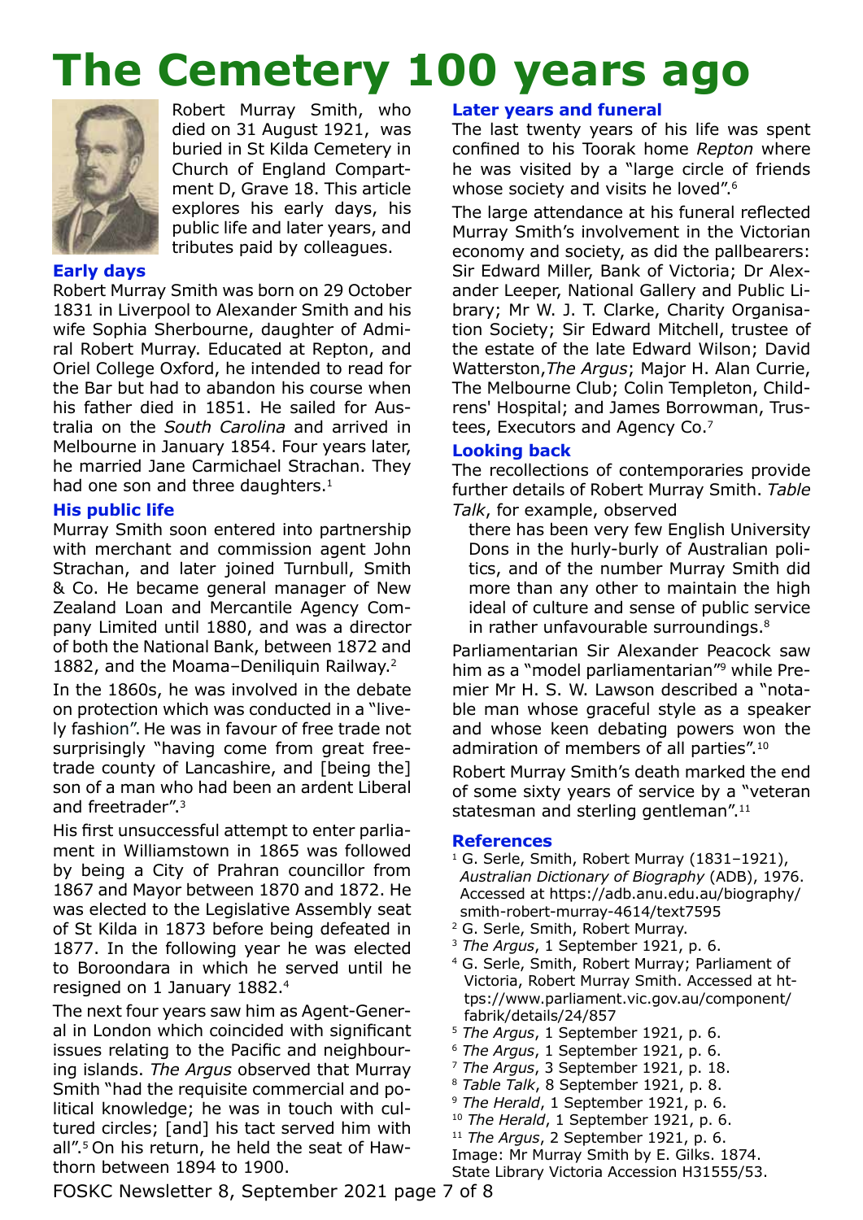# The Cemetery 100 years ago

Robert Murray Smith, who died on 31 August 1921, was buried in St Kilda Cemetery in Church of England Compartment D, Grave 18. This article explores his early days, his public life and later years, and tributes paid by colleagues.

### Early days

Robert Murray Smith was born on 29 October 1831 in Liverpool to Alexander Smith and his wife Sophia Sherbourne, daughter of Admiral Robert Murray. Educated at Repton, and Oriel College Oxford, he intended to read for the Bar but had to abandon his course when his father died in 1851. He sailed for Australia on the *South Carolina* and arrived in Melbourne in January 1854. Four years later, he married Jane Carmichael Strachan. They had one son and three daughters.[1]

### His public life

Murray Smith soon entered into partnership with merchant and commission agent John Strachan, and later joined Turnbull, Smith & Co. He became general manager of New Zealand Loan and Mercantile Agency Company Limited until 1880, and was a director of both the National Bank, between 1872 and 1882, and the Moama–Deniliquin Railway.[2]

In the 1860s, he was involved in the debate on protection which was conducted in a "lively fashion". He was in favour of free trade not surprisingly "having come from great free-trade county of Lancashire, and [being the] son of a man who had been an ardent Liberal and freetrader".[3]

His first unsuccessful attempt to enter parliament in Williamstown in 1865 was followed by being a City of Prahran councillor from 1867 and Mayor between 1870 and 1872. He was elected to the Legislative Assembly seat of St Kilda in 1873 before being defeated in 1877. In the following year he was elected to Boroondara in which he served until he resigned on 1 January 1882.[4]

The next four years saw him as Agent-General in London which coincided with significant issues relating to the Pacific and neighbouring islands. *The Argus* observed that Murray Smith "had the requisite commercial and political knowledge; he was in touch with cultured circles; [and] his tact served him with all".[5] On his return, he held the seat of Hawthorn between 1894 to 1900.

### Later years and funeral

The last twenty years of his life was spent confined to his Toorak home *Repton* where he was visited by a "large circle of friends whose society and visits he loved".[6]

The large attendance at his funeral reflected Murray Smith's involvement in the Victorian economy and society, as did the pallbearers: Sir Edward Miller, Bank of Victoria; Dr Alexander Leeper, National Gallery and Public Library; Mr W. J. T. Clarke, Charity Organisation Society; Sir Edward Mitchell, trustee of the estate of the late Edward Wilson; David Watterston, *The Argus*; Major H. Alan Currie, The Melbourne Club; Colin Templeton, Childrens' Hospital; and James Borrowman, Trustees, Executors and Agency Co.[7]

### Looking back

The recollections of contemporaries provide further details of Robert Murray Smith. *Table Talk*, for example, observed

> there has been very few English University Dons in the hurly-burly of Australian politics, and of the number Murray Smith did more than any other to maintain the high ideal of culture and sense of public service in rather unfavourable surroundings.[8]

Parliamentarian Sir Alexander Peacock saw him as a "model parliamentarian"[9] while Premier Mr H. S. W. Lawson described a "notable man whose graceful style as a speaker and whose keen debating powers won the admiration of members of all parties".[10]

Robert Murray Smith's death marked the end of some sixty years of service by a "veteran statesman and sterling gentleman".[11]

### References

1. G. Serle, Smith, Robert Murray (1831–1921), *Australian Dictionary of Biography* (ADB), 1976. Accessed at https://adb.anu.edu.au/biography/smith-robert-murray-4614/text7595
2. G. Serle, Smith, Robert Murray.
3. *The Argus*, 1 September 1921, p. 6.
4. G. Serle, Smith, Robert Murray; Parliament of Victoria, Robert Murray Smith. Accessed at https://www.parliament.vic.gov.au/component/fabrik/details/24/857
5. *The Argus*, 1 September 1921, p. 6.
6. *The Argus*, 1 September 1921, p. 6.
7. *The Argus*, 3 September 1921, p. 18.
8. *Table Talk*, 8 September 1921, p. 8.
9. *The Herald*, 1 September 1921, p. 6.
10. *The Herald*, 1 September 1921, p. 6.
11. *The Argus*, 2 September 1921, p. 6.

Image: Mr Murray Smith by E. Gilks. 1874. State Library Victoria Accession H31555/53.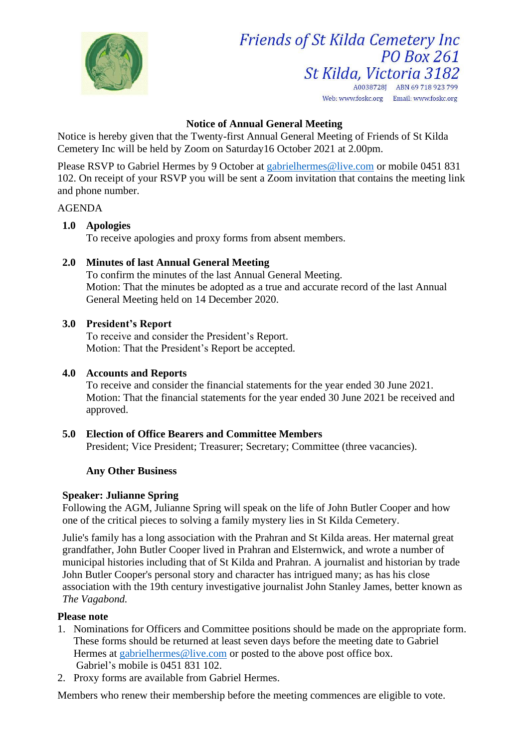**Friends of St Kilda Cemetery Inc**
PO Box 261
St Kilda, Victoria 3182
A0038728J ABN 69 718 923 799
Web: www.foskc.org Email: www.foskc.org

## Notice of Annual General Meeting

Notice is hereby given that the Twenty-first Annual General Meeting of Friends of St Kilda Cemetery Inc will be held by Zoom on Saturday16 October 2021 at 2.00pm.

Please RSVP to Gabriel Hermes by 9 October at gabrielhermes@live.com or mobile 0451 831 102. On receipt of your RSVP you will be sent a Zoom invitation that contains the meeting link and phone number.

AGENDA

**1.0 Apologies**
To receive apologies and proxy forms from absent members.

**2.0 Minutes of last Annual General Meeting**
To confirm the minutes of the last Annual General Meeting.
Motion: That the minutes be adopted as a true and accurate record of the last Annual General Meeting held on 14 December 2020.

**3.0 President's Report**
To receive and consider the President's Report.
Motion: That the President's Report be accepted.

**4.0 Accounts and Reports**
To receive and consider the financial statements for the year ended 30 June 2021.
Motion: That the financial statements for the year ended 30 June 2021 be received and approved.

**5.0 Election of Office Bearers and Committee Members**
President; Vice President; Treasurer; Secretary; Committee (three vacancies).

**Any Other Business**

**Speaker: Julianne Spring**
Following the AGM, Julianne Spring will speak on the life of John Butler Cooper and how one of the critical pieces to solving a family mystery lies in St Kilda Cemetery.

Julie's family has a long association with the Prahran and St Kilda areas. Her maternal great grandfather, John Butler Cooper lived in Prahran and Elsternwick, and wrote a number of municipal histories including that of St Kilda and Prahran. A journalist and historian by trade John Butler Cooper's personal story and character has intrigued many; as has his close association with the 19th century investigative journalist John Stanley James, better known as *The Vagabond.*

**Please note**

1. Nominations for Officers and Committee positions should be made on the appropriate form. These forms should be returned at least seven days before the meeting date to Gabriel Hermes at gabrielhermes@live.com or posted to the above post office box.
   Gabriel's mobile is 0451 831 102.
2. Proxy forms are available from Gabriel Hermes.

Members who renew their membership before the meeting commences are eligible to vote.